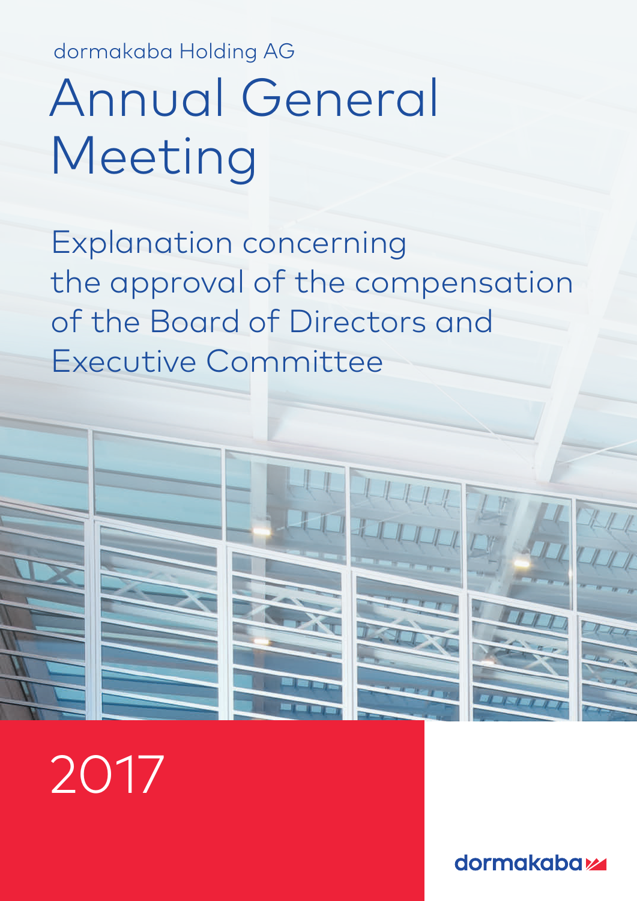dormakaba Holding AG

# Annual General Meeting

## Explanation concerning the approval of the compensation of the Board of Directors and Executive Committee

2017

dormakaba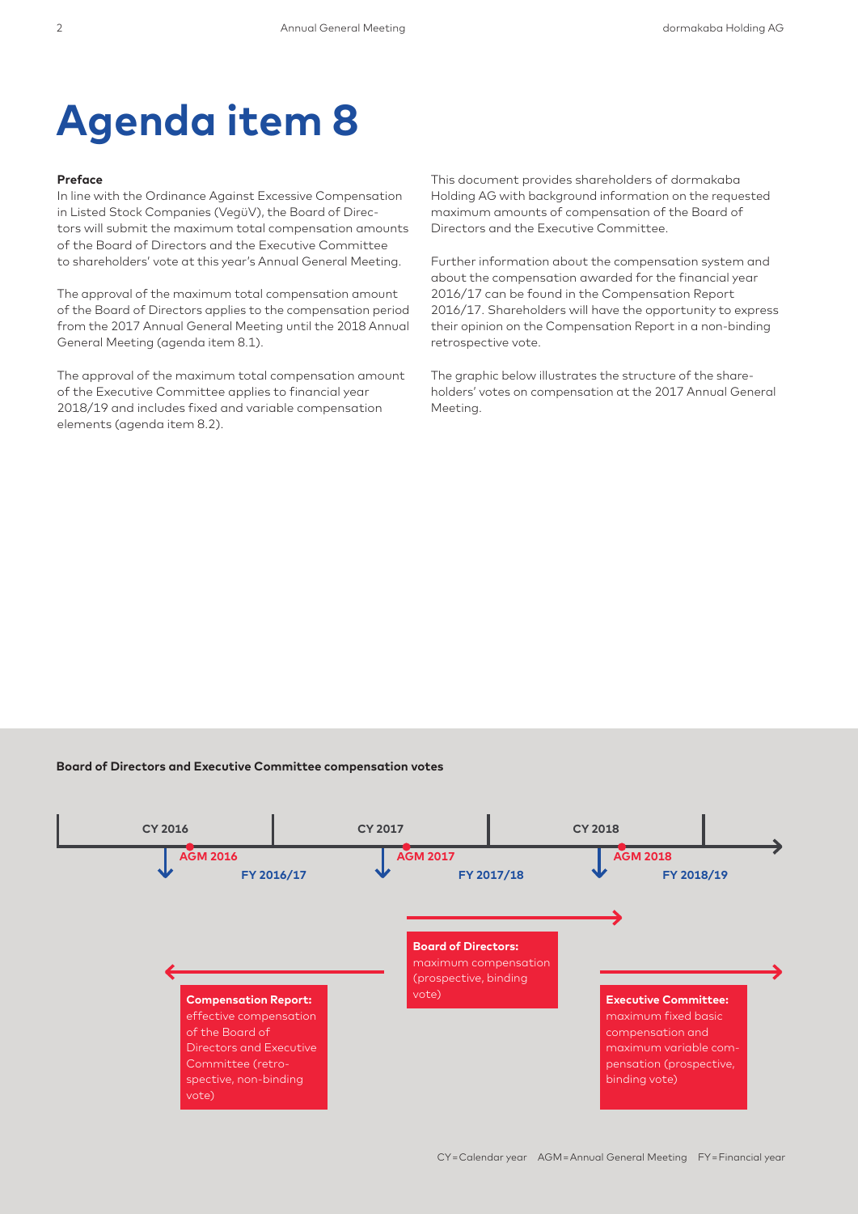# Agenda item 8

**Preface**

In line with the Ordinance Against Excessive Compensation in Listed Stock Companies (VegüV), the Board of Directors will submit the maximum total compensation amounts of the Board of Directors and the Executive Committee to shareholders' vote at this year's Annual General Meeting.

The approval of the maximum total compensation amount of the Board of Directors applies to the compensation period from the 2017 Annual General Meeting until the 2018 Annual General Meeting (agenda item 8.1).

The approval of the maximum total compensation amount of the Executive Committee applies to financial year 2018/19 and includes fixed and variable compensation elements (agenda item 8.2).

This document provides shareholders of dormakaba Holding AG with background information on the requested maximum amounts of compensation of the Board of Directors and the Executive Committee.

Further information about the compensation system and about the compensation awarded for the financial year 2016/17 can be found in the Compensation Report 2016/17. Shareholders will have the opportunity to express their opinion on the Compensation Report in a non-binding retrospective vote.

The graphic below illustrates the structure of the shareholders' votes on compensation at the 2017 Annual General Meeting.

**Board of Directors and Executive Committee compensation votes**

CY 2016 | CY 2017 | CY 2018

AGM 2016 | FY 2016/17 | AGM 2017 | FY 2017/18 | AGM 2018 | FY 2018/19

**Compensation Report:** effective compensation of the Board of Directors and Executive Committee (retrospective, non-binding vote)

**Board of Directors:** maximum compensation (prospective, binding vote)

**Executive Committee:** maximum fixed basic compensation and maximum variable compensation (prospective, binding vote)

CY = Calendar year AGM = Annual General Meeting FY = Financial year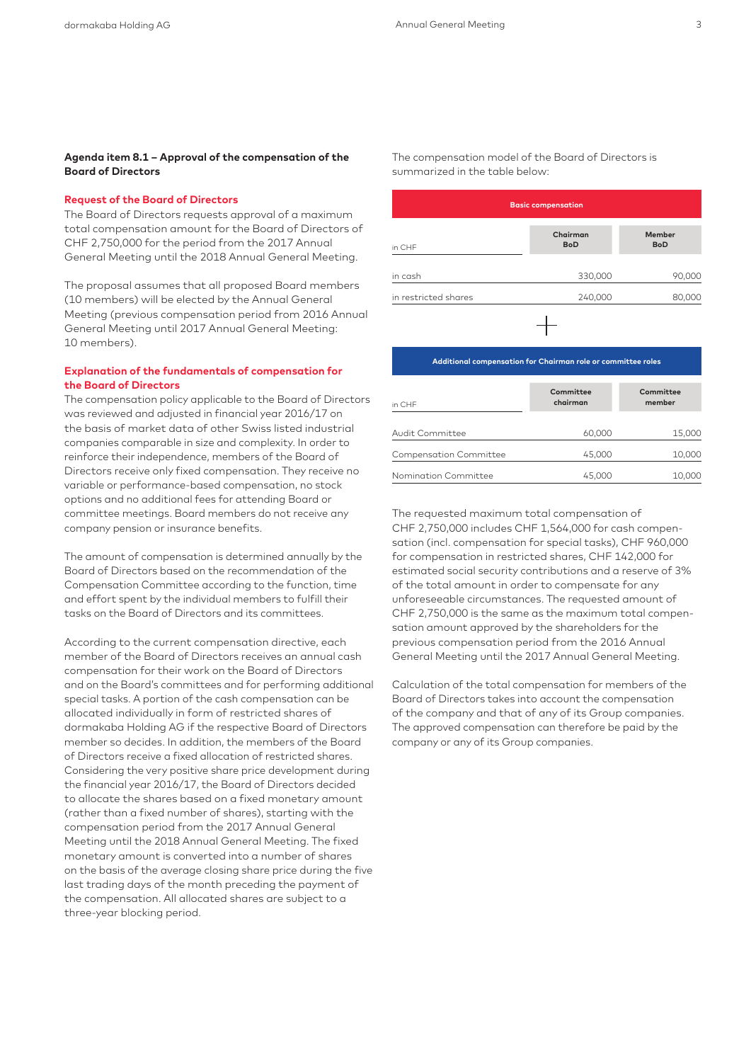## Agenda item 8.1 – Approval of the compensation of the Board of Directors

### Request of the Board of Directors

The Board of Directors requests approval of a maximum total compensation amount for the Board of Directors of CHF 2,750,000 for the period from the 2017 Annual General Meeting until the 2018 Annual General Meeting.

The proposal assumes that all proposed Board members (10 members) will be elected by the Annual General Meeting (previous compensation period from 2016 Annual General Meeting until 2017 Annual General Meeting: 10 members).

### Explanation of the fundamentals of compensation for the Board of Directors

The compensation policy applicable to the Board of Directors was reviewed and adjusted in financial year 2016/17 on the basis of market data of other Swiss listed industrial companies comparable in size and complexity. In order to reinforce their independence, members of the Board of Directors receive only fixed compensation. They receive no variable or performance-based compensation, no stock options and no additional fees for attending Board or committee meetings. Board members do not receive any company pension or insurance benefits.

The amount of compensation is determined annually by the Board of Directors based on the recommendation of the Compensation Committee according to the function, time and effort spent by the individual members to fulfill their tasks on the Board of Directors and its committees.

According to the current compensation directive, each member of the Board of Directors receives an annual cash compensation for their work on the Board of Directors and on the Board's committees and for performing additional special tasks. A portion of the cash compensation can be allocated individually in form of restricted shares of dormakaba Holding AG if the respective Board of Directors member so decides. In addition, the members of the Board of Directors receive a fixed allocation of restricted shares. Considering the very positive share price development during the financial year 2016/17, the Board of Directors decided to allocate the shares based on a fixed monetary amount (rather than a fixed number of shares), starting with the compensation period from the 2017 Annual General Meeting until the 2018 Annual General Meeting. The fixed monetary amount is converted into a number of shares on the basis of the average closing share price during the five last trading days of the month preceding the payment of the compensation. All allocated shares are subject to a three-year blocking period.

The compensation model of the Board of Directors is summarized in the table below:

**Basic compensation**

| in CHF | Chairman BoD | Member BoD |
|---|---|---|
| in cash | 330,000 | 90,000 |
| in restricted shares | 240,000 | 80,000 |

+

**Additional compensation for Chairman role or committee roles**

| in CHF | Committee chairman | Committee member |
|---|---|---|
| Audit Committee | 60,000 | 15,000 |
| Compensation Committee | 45,000 | 10,000 |
| Nomination Committee | 45,000 | 10,000 |

The requested maximum total compensation of CHF 2,750,000 includes CHF 1,564,000 for cash compensation (incl. compensation for special tasks), CHF 960,000 for compensation in restricted shares, CHF 142,000 for estimated social security contributions and a reserve of 3% of the total amount in order to compensate for any unforeseeable circumstances. The requested amount of CHF 2,750,000 is the same as the maximum total compensation amount approved by the shareholders for the previous compensation period from the 2016 Annual General Meeting until the 2017 Annual General Meeting.

Calculation of the total compensation for members of the Board of Directors takes into account the compensation of the company and that of any of its Group companies. The approved compensation can therefore be paid by the company or any of its Group companies.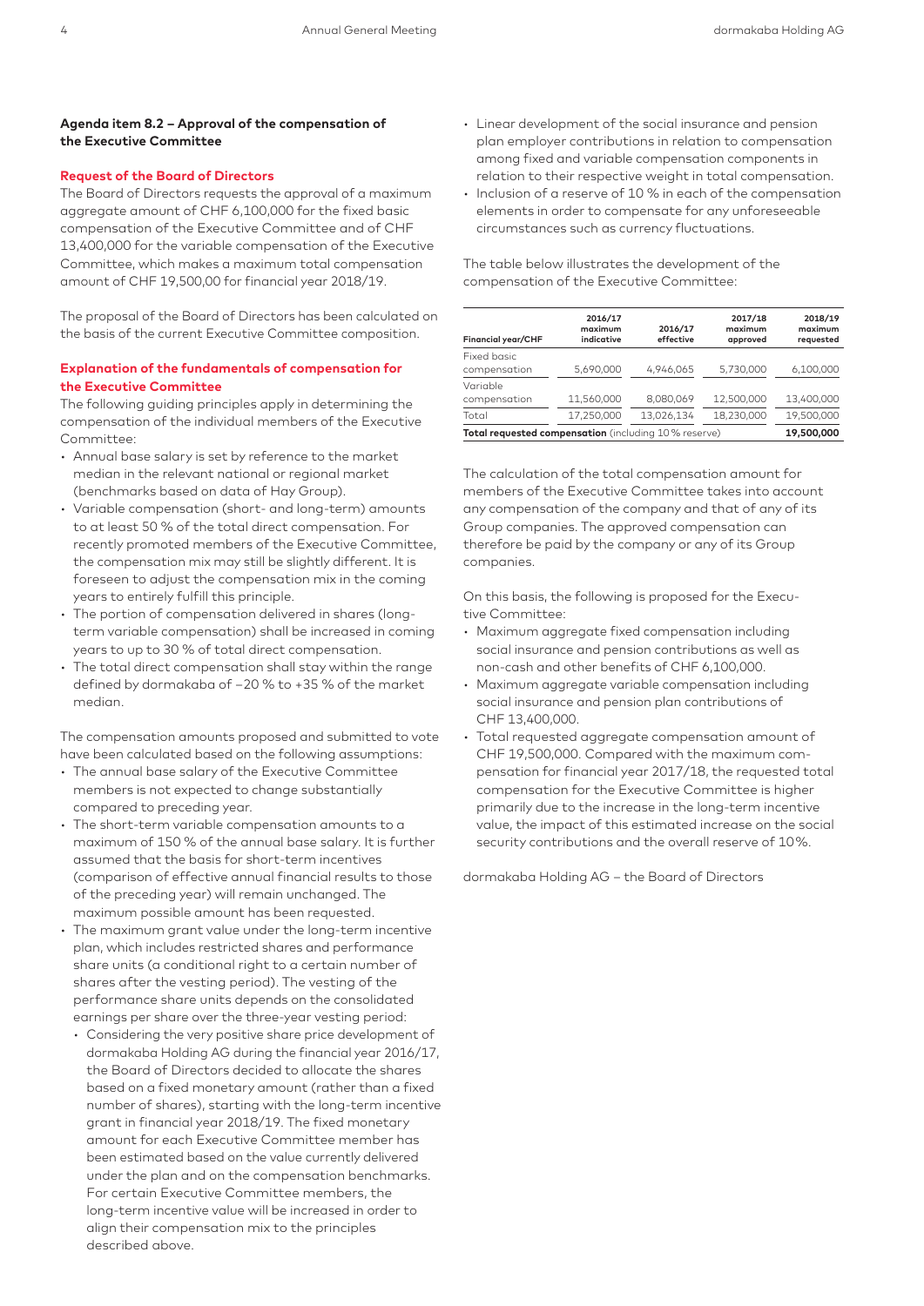**Agenda item 8.2 – Approval of the compensation of the Executive Committee**

**Request of the Board of Directors**

The Board of Directors requests the approval of a maximum aggregate amount of CHF 6,100,000 for the fixed basic compensation of the Executive Committee and of CHF 13,400,000 for the variable compensation of the Executive Committee, which makes a maximum total compensation amount of CHF 19,500,00 for financial year 2018/19.

The proposal of the Board of Directors has been calculated on the basis of the current Executive Committee composition.

**Explanation of the fundamentals of compensation for the Executive Committee**

The following guiding principles apply in determining the compensation of the individual members of the Executive Committee:

- Annual base salary is set by reference to the market median in the relevant national or regional market (benchmarks based on data of Hay Group).
- Variable compensation (short- and long-term) amounts to at least 50 % of the total direct compensation. For recently promoted members of the Executive Committee, the compensation mix may still be slightly different. It is foreseen to adjust the compensation mix in the coming years to entirely fulfill this principle.
- The portion of compensation delivered in shares (long-term variable compensation) shall be increased in coming years to up to 30 % of total direct compensation.
- The total direct compensation shall stay within the range defined by dormakaba of –20 % to +35 % of the market median.

The compensation amounts proposed and submitted to vote have been calculated based on the following assumptions:

- The annual base salary of the Executive Committee members is not expected to change substantially compared to preceding year.
- The short-term variable compensation amounts to a maximum of 150 % of the annual base salary. It is further assumed that the basis for short-term incentives (comparison of effective annual financial results to those of the preceding year) will remain unchanged. The maximum possible amount has been requested.
- The maximum grant value under the long-term incentive plan, which includes restricted shares and performance share units (a conditional right to a certain number of shares after the vesting period). The vesting of the performance share units depends on the consolidated earnings per share over the three-year vesting period:
  - Considering the very positive share price development of dormakaba Holding AG during the financial year 2016/17, the Board of Directors decided to allocate the shares based on a fixed monetary amount (rather than a fixed number of shares), starting with the long-term incentive grant in financial year 2018/19. The fixed monetary amount for each Executive Committee member has been estimated based on the value currently delivered under the plan and on the compensation benchmarks. For certain Executive Committee members, the long-term incentive value will be increased in order to align their compensation mix to the principles described above.
- Linear development of the social insurance and pension plan employer contributions in relation to compensation among fixed and variable compensation components in relation to their respective weight in total compensation.
- Inclusion of a reserve of 10 % in each of the compensation elements in order to compensate for any unforeseeable circumstances such as currency fluctuations.

The table below illustrates the development of the compensation of the Executive Committee:

| Financial year/CHF | 2016/17 maximum indicative | 2016/17 effective | 2017/18 maximum approved | 2018/19 maximum requested |
|---|---|---|---|---|
| Fixed basic compensation | 5,690,000 | 4,946,065 | 5,730,000 | 6,100,000 |
| Variable compensation | 11,560,000 | 8,080,069 | 12,500,000 | 13,400,000 |
| Total | 17,250,000 | 13,026,134 | 18,230,000 | 19,500,000 |
| **Total requested compensation** (including 10 % reserve) | | | | **19,500,000** |

The calculation of the total compensation amount for members of the Executive Committee takes into account any compensation of the company and that of any of its Group companies. The approved compensation can therefore be paid by the company or any of its Group companies.

On this basis, the following is proposed for the Executive Committee:

- Maximum aggregate fixed compensation including social insurance and pension contributions as well as non-cash and other benefits of CHF 6,100,000.
- Maximum aggregate variable compensation including social insurance and pension plan contributions of CHF 13,400,000.
- Total requested aggregate compensation amount of CHF 19,500,000. Compared with the maximum compensation for financial year 2017/18, the requested total compensation for the Executive Committee is higher primarily due to the increase in the long-term incentive value, the impact of this estimated increase on the social security contributions and the overall reserve of 10%.

dormakaba Holding AG – the Board of Directors